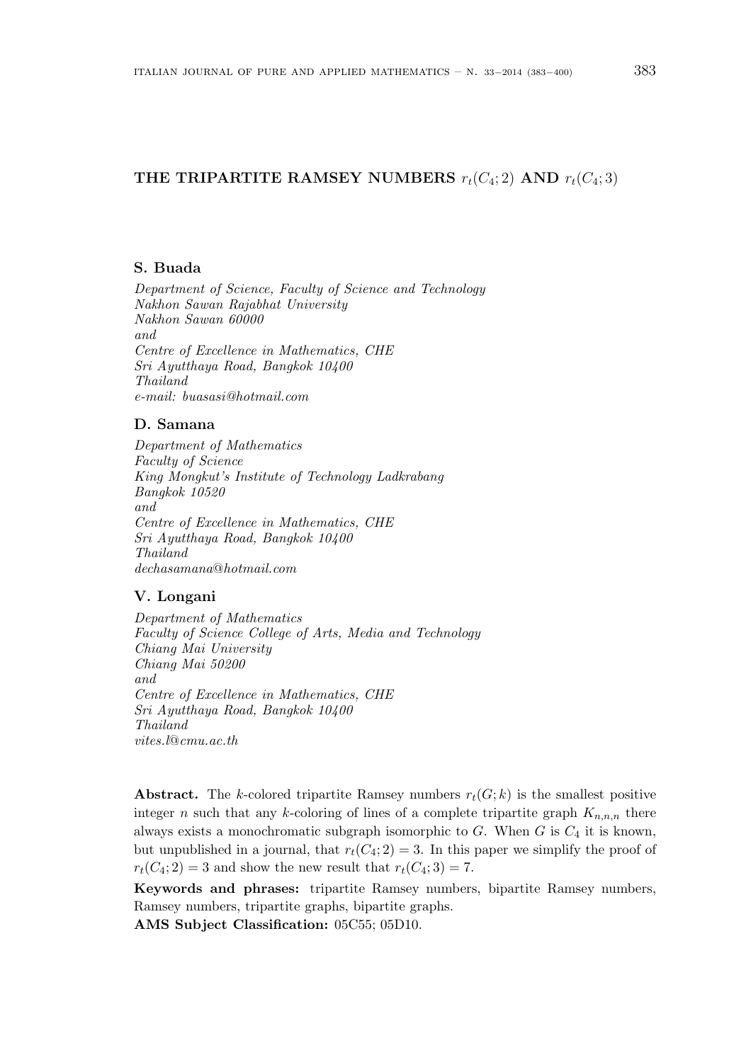# THE TRIPARTITE RAMSEY NUMBERS $r_t(C_4; 2)$ AND $r_t(C_4; 3)$

**S. Buada**

*Department of Science, Faculty of Science and Technology*
*Nakhon Sawan Rajabhat University*
*Nakhon Sawan 60000*
*and*
*Centre of Excellence in Mathematics, CHE*
*Sri Ayutthaya Road, Bangkok 10400*
*Thailand*
*e-mail: buasasi@hotmail.com*

**D. Samana**

*Department of Mathematics*
*Faculty of Science*
*King Mongkut's Institute of Technology Ladkrabang*
*Bangkok 10520*
*and*
*Centre of Excellence in Mathematics, CHE*
*Sri Ayutthaya Road, Bangkok 10400*
*Thailand*
*dechasamana@hotmail.com*

**V. Longani**

*Department of Mathematics*
*Faculty of Science College of Arts, Media and Technology*
*Chiang Mai University*
*Chiang Mai 50200*
*and*
*Centre of Excellence in Mathematics, CHE*
*Sri Ayutthaya Road, Bangkok 10400*
*Thailand*
*vites.l@cmu.ac.th*

**Abstract.** The $k$-colored tripartite Ramsey numbers $r_t(G; k)$ is the smallest positive integer $n$ such that any $k$-coloring of lines of a complete tripartite graph $K_{n,n,n}$ there always exists a monochromatic subgraph isomorphic to $G$. When $G$ is $C_4$ it is known, but unpublished in a journal, that $r_t(C_4; 2) = 3$. In this paper we simplify the proof of $r_t(C_4; 2) = 3$ and show the new result that $r_t(C_4; 3) = 7$.

**Keywords and phrases:** tripartite Ramsey numbers, bipartite Ramsey numbers, Ramsey numbers, tripartite graphs, bipartite graphs.

**AMS Subject Classification:** 05C55; 05D10.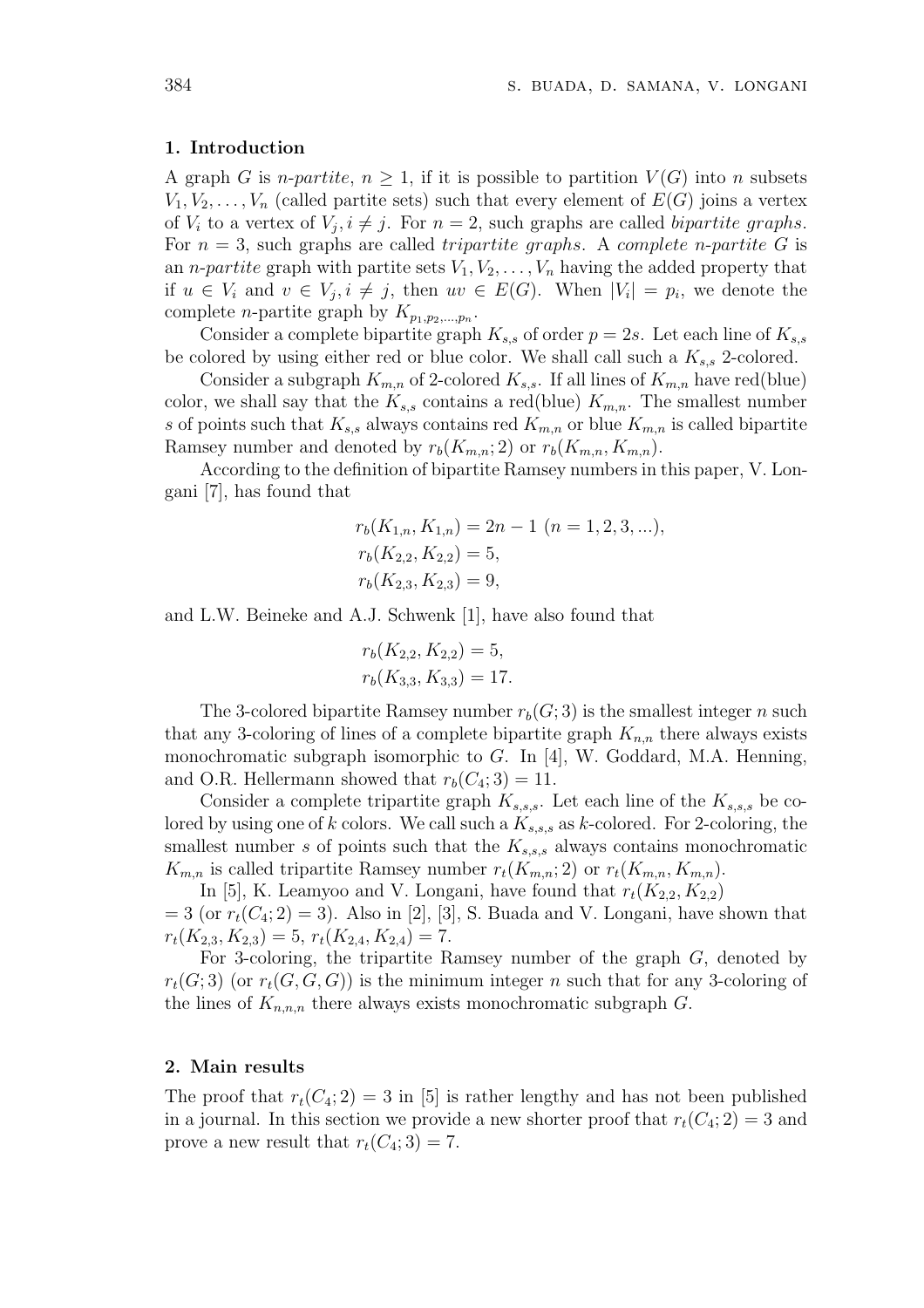## 1. Introduction

A graph $G$ is *n-partite*, $n \geq 1$, if it is possible to partition $V(G)$ into $n$ subsets $V_1, V_2, \ldots, V_n$ (called partite sets) such that every element of $E(G)$ joins a vertex of $V_i$ to a vertex of $V_j, i \neq j$. For $n = 2$, such graphs are called *bipartite graphs*. For $n = 3$, such graphs are called *tripartite graphs*. A *complete n-partite* $G$ is an *n-partite* graph with partite sets $V_1, V_2, \ldots, V_n$ having the added property that if $u \in V_i$ and $v \in V_j, i \neq j$, then $uv \in E(G)$. When $|V_i| = p_i$, we denote the complete $n$-partite graph by $K_{p_1,p_2,\ldots,p_n}$.

Consider a complete bipartite graph $K_{s,s}$ of order $p = 2s$. Let each line of $K_{s,s}$ be colored by using either red or blue color. We shall call such a $K_{s,s}$ 2-colored.

Consider a subgraph $K_{m,n}$ of 2-colored $K_{s,s}$. If all lines of $K_{m,n}$ have red(blue) color, we shall say that the $K_{s,s}$ contains a red(blue) $K_{m,n}$. The smallest number $s$ of points such that $K_{s,s}$ always contains red $K_{m,n}$ or blue $K_{m,n}$ is called bipartite Ramsey number and denoted by $r_b(K_{m,n}; 2)$ or $r_b(K_{m,n}, K_{m,n})$.

According to the definition of bipartite Ramsey numbers in this paper, V. Longani [7], has found that

$$r_b(K_{1,n}, K_{1,n}) = 2n - 1 \ (n = 1, 2, 3, \ldots),$$
$$r_b(K_{2,2}, K_{2,2}) = 5,$$
$$r_b(K_{2,3}, K_{2,3}) = 9,$$

and L.W. Beineke and A.J. Schwenk [1], have also found that

$$r_b(K_{2,2}, K_{2,2}) = 5,$$
$$r_b(K_{3,3}, K_{3,3}) = 17.$$

The 3-colored bipartite Ramsey number $r_b(G; 3)$ is the smallest integer $n$ such that any 3-coloring of lines of a complete bipartite graph $K_{n,n}$ there always exists monochromatic subgraph isomorphic to $G$. In [4], W. Goddard, M.A. Henning, and O.R. Hellermann showed that $r_b(C_4; 3) = 11$.

Consider a complete tripartite graph $K_{s,s,s}$. Let each line of the $K_{s,s,s}$ be colored by using one of $k$ colors. We call such a $K_{s,s,s}$ as $k$-colored. For 2-coloring, the smallest number $s$ of points such that the $K_{s,s,s}$ always contains monochromatic $K_{m,n}$ is called tripartite Ramsey number $r_t(K_{m,n}; 2)$ or $r_t(K_{m,n}, K_{m,n})$.

In [5], K. Leamyoo and V. Longani, have found that $r_t(K_{2,2}, K_{2,2}) = 3$ (or $r_t(C_4; 2) = 3$). Also in [2], [3], S. Buada and V. Longani, have shown that $r_t(K_{2,3}, K_{2,3}) = 5$, $r_t(K_{2,4}, K_{2,4}) = 7$.

For 3-coloring, the tripartite Ramsey number of the graph $G$, denoted by $r_t(G; 3)$ (or $r_t(G, G, G)$) is the minimum integer $n$ such that for any 3-coloring of the lines of $K_{n,n,n}$ there always exists monochromatic subgraph $G$.

## 2. Main results

The proof that $r_t(C_4; 2) = 3$ in [5] is rather lengthy and has not been published in a journal. In this section we provide a new shorter proof that $r_t(C_4; 2) = 3$ and prove a new result that $r_t(C_4; 3) = 7$.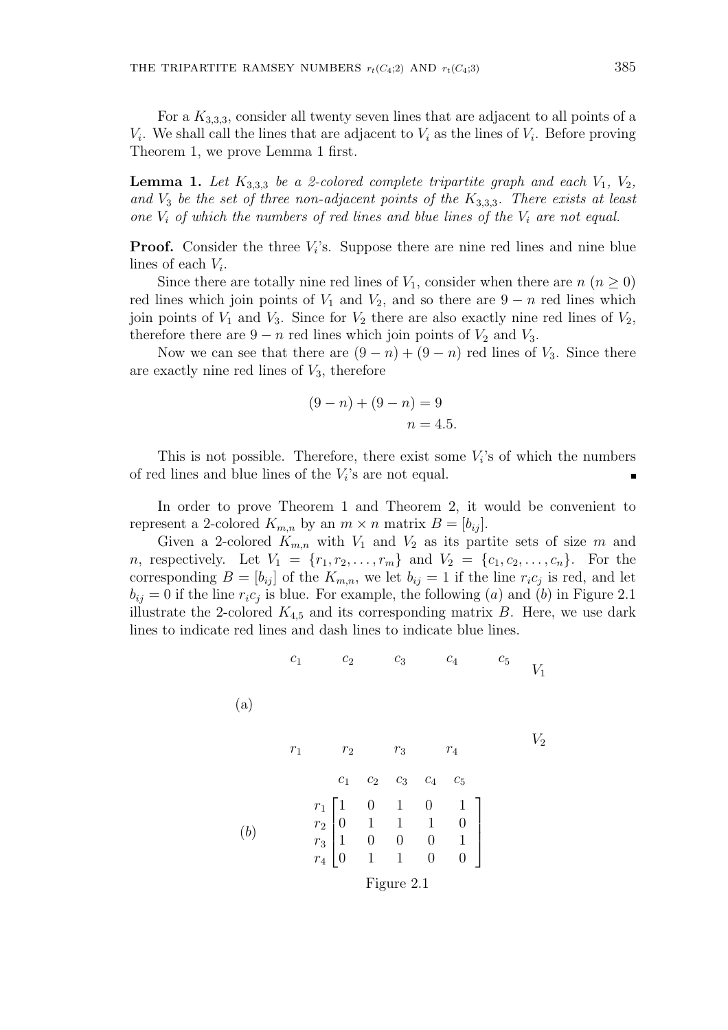For a $K_{3,3,3}$, consider all twenty seven lines that are adjacent to all points of a $V_i$. We shall call the lines that are adjacent to $V_i$ as the lines of $V_i$. Before proving Theorem 1, we prove Lemma 1 first.

**Lemma 1.** *Let $K_{3,3,3}$ be a 2-colored complete tripartite graph and each $V_1$, $V_2$, and $V_3$ be the set of three non-adjacent points of the $K_{3,3,3}$. There exists at least one $V_i$ of which the numbers of red lines and blue lines of the $V_i$ are not equal.*

**Proof.** Consider the three $V_i$'s. Suppose there are nine red lines and nine blue lines of each $V_i$.

Since there are totally nine red lines of $V_1$, consider when there are $n$ ($n \geq 0$) red lines which join points of $V_1$ and $V_2$, and so there are $9 - n$ red lines which join points of $V_1$ and $V_3$. Since for $V_2$ there are also exactly nine red lines of $V_2$, therefore there are $9 - n$ red lines which join points of $V_2$ and $V_3$.

Now we can see that there are $(9 - n) + (9 - n)$ red lines of $V_3$. Since there are exactly nine red lines of $V_3$, therefore

$$
\begin{aligned}
(9 - n) + (9 - n) &= 9 \\
n &= 4.5.
\end{aligned}
$$

This is not possible. Therefore, there exist some $V_i$'s of which the numbers of red lines and blue lines of the $V_i$'s are not equal. ∎

In order to prove Theorem 1 and Theorem 2, it would be convenient to represent a 2-colored $K_{m,n}$ by an $m \times n$ matrix $B = [b_{ij}]$.

Given a 2-colored $K_{m,n}$ with $V_1$ and $V_2$ as its partite sets of size $m$ and $n$, respectively. Let $V_1 = \{r_1, r_2, \ldots, r_m\}$ and $V_2 = \{c_1, c_2, \ldots, c_n\}$. For the corresponding $B = [b_{ij}]$ of the $K_{m,n}$, we let $b_{ij} = 1$ if the line $r_i c_j$ is red, and let $b_{ij} = 0$ if the line $r_i c_j$ is blue. For example, the following $(a)$ and $(b)$ in Figure 2.1 illustrate the 2-colored $K_{4,5}$ and its corresponding matrix $B$. Here, we use dark lines to indicate red lines and dash lines to indicate blue lines.

(a)

$c_1$ $c_2$ $c_3$ $c_4$ $c_5$ $V_1$

$r_1$ $r_2$ $r_3$ $r_4$ $V_2$

$(b)$

$$
\begin{array}{c c}
 & \begin{array}{ccccc} c_1 & c_2 & c_3 & c_4 & c_5 \end{array} \\
\begin{array}{c} r_1 \\ r_2 \\ r_3 \\ r_4 \end{array} &
\begin{bmatrix}
1 & 0 & 1 & 0 & 1 \\
0 & 1 & 1 & 1 & 0 \\
1 & 0 & 0 & 0 & 1 \\
0 & 1 & 1 & 0 & 0
\end{bmatrix}
\end{array}
$$

Figure 2.1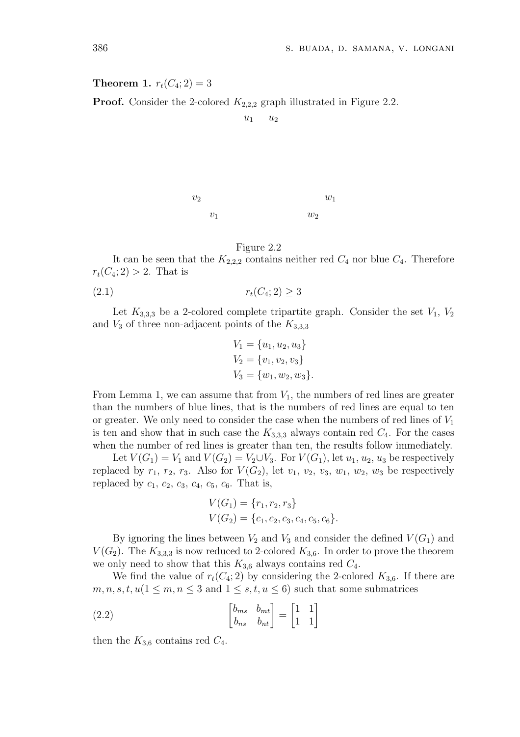**Theorem 1.** $r_t(C_4; 2) = 3$

**Proof.** Consider the 2-colored $K_{2,2,2}$ graph illustrated in Figure 2.2.

$u_1$ $u_2$

$v_2$ $w_1$

$v_1$ $w_2$

Figure 2.2

It can be seen that the $K_{2,2,2}$ contains neither red $C_4$ nor blue $C_4$. Therefore $r_t(C_4; 2) > 2$. That is

$$r_t(C_4; 2) \geq 3 \tag{2.1}$$

Let $K_{3,3,3}$ be a 2-colored complete tripartite graph. Consider the set $V_1$, $V_2$ and $V_3$ of three non-adjacent points of the $K_{3,3,3}$

$$V_1 = \{u_1, u_2, u_3\}$$
$$V_2 = \{v_1, v_2, v_3\}$$
$$V_3 = \{w_1, w_2, w_3\}.$$

From Lemma 1, we can assume that from $V_1$, the numbers of red lines are greater than the numbers of blue lines, that is the numbers of red lines are equal to ten or greater. We only need to consider the case when the numbers of red lines of $V_1$ is ten and show that in such case the $K_{3,3,3}$ always contain red $C_4$. For the cases when the number of red lines is greater than ten, the results follow immediately.

Let $V(G_1) = V_1$ and $V(G_2) = V_2 \cup V_3$. For $V(G_1)$, let $u_1$, $u_2$, $u_3$ be respectively replaced by $r_1$, $r_2$, $r_3$. Also for $V(G_2)$, let $v_1$, $v_2$, $v_3$, $w_1$, $w_2$, $w_3$ be respectively replaced by $c_1$, $c_2$, $c_3$, $c_4$, $c_5$, $c_6$. That is,

$$V(G_1) = \{r_1, r_2, r_3\}$$
$$V(G_2) = \{c_1, c_2, c_3, c_4, c_5, c_6\}.$$

By ignoring the lines between $V_2$ and $V_3$ and consider the defined $V(G_1)$ and $V(G_2)$. The $K_{3,3,3}$ is now reduced to 2-colored $K_{3,6}$. In order to prove the theorem we only need to show that this $K_{3,6}$ always contains red $C_4$.

We find the value of $r_t(C_4; 2)$ by considering the 2-colored $K_{3,6}$. If there are $m, n, s, t, u (1 \leq m, n \leq 3$ and $1 \leq s, t, u \leq 6)$ such that some submatrices

$$\begin{bmatrix} b_{ms} & b_{mt} \\ b_{ns} & b_{nt} \end{bmatrix} = \begin{bmatrix} 1 & 1 \\ 1 & 1 \end{bmatrix} \tag{2.2}$$

then the $K_{3,6}$ contains red $C_4$.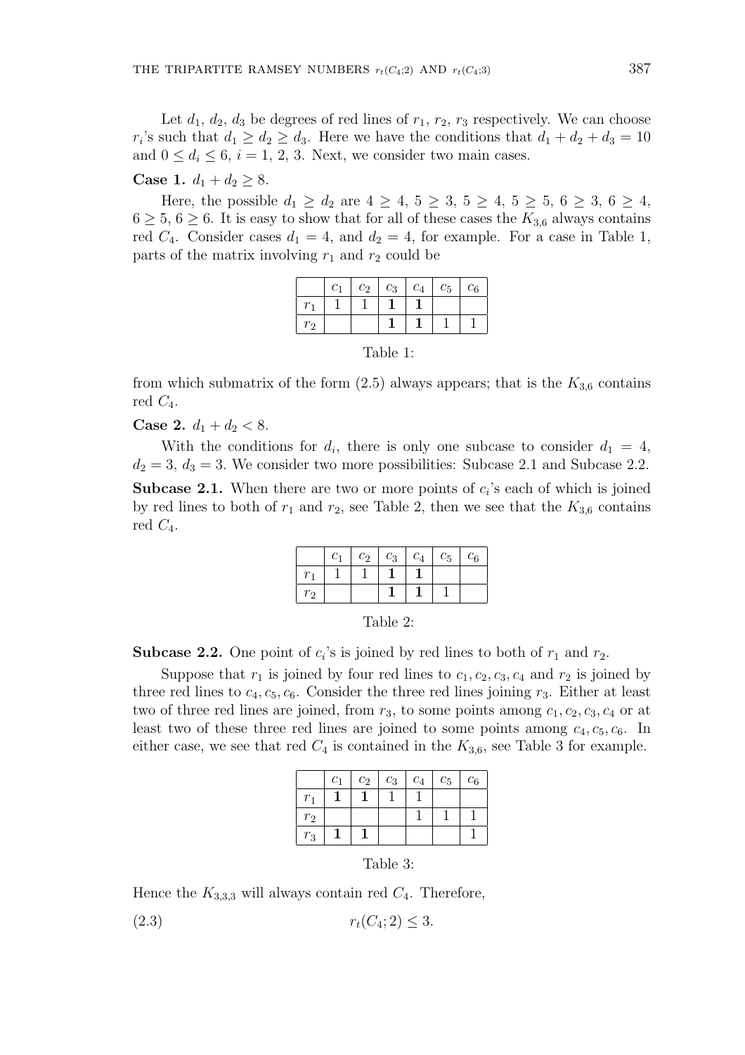Let $d_1$, $d_2$, $d_3$ be degrees of red lines of $r_1$, $r_2$, $r_3$ respectively. We can choose $r_i$'s such that $d_1 \geq d_2 \geq d_3$. Here we have the conditions that $d_1 + d_2 + d_3 = 10$ and $0 \leq d_i \leq 6$, $i = 1, 2, 3$. Next, we consider two main cases.

**Case 1.** $d_1 + d_2 \geq 8$.

Here, the possible $d_1 \geq d_2$ are $4 \geq 4$, $5 \geq 3$, $5 \geq 4$, $5 \geq 5$, $6 \geq 3$, $6 \geq 4$, $6 \geq 5$, $6 \geq 6$. It is easy to show that for all of these cases the $K_{3,6}$ always contains red $C_4$. Consider cases $d_1 = 4$, and $d_2 = 4$, for example. For a case in Table 1, parts of the matrix involving $r_1$ and $r_2$ could be

| | $c_1$ | $c_2$ | $c_3$ | $c_4$ | $c_5$ | $c_6$ |
|---|---|---|---|---|---|---|
| $r_1$ | 1 | 1 | **1** | **1** | | |
| $r_2$ | | | **1** | **1** | 1 | 1 |

Table 1:

from which submatrix of the form (2.5) always appears; that is the $K_{3,6}$ contains red $C_4$.

**Case 2.** $d_1 + d_2 < 8$.

With the conditions for $d_i$, there is only one subcase to consider $d_1 = 4$, $d_2 = 3$, $d_3 = 3$. We consider two more possibilities: Subcase 2.1 and Subcase 2.2.

**Subcase 2.1.** When there are two or more points of $c_i$'s each of which is joined by red lines to both of $r_1$ and $r_2$, see Table 2, then we see that the $K_{3,6}$ contains red $C_4$.

| | $c_1$ | $c_2$ | $c_3$ | $c_4$ | $c_5$ | $c_6$ |
|---|---|---|---|---|---|---|
| $r_1$ | 1 | 1 | **1** | **1** | | |
| $r_2$ | | | **1** | **1** | 1 | |

Table 2:

**Subcase 2.2.** One point of $c_i$'s is joined by red lines to both of $r_1$ and $r_2$.

Suppose that $r_1$ is joined by four red lines to $c_1, c_2, c_3, c_4$ and $r_2$ is joined by three red lines to $c_4, c_5, c_6$. Consider the three red lines joining $r_3$. Either at least two of three red lines are joined, from $r_3$, to some points among $c_1, c_2, c_3, c_4$ or at least two of these three red lines are joined to some points among $c_4, c_5, c_6$. In either case, we see that red $C_4$ is contained in the $K_{3,6}$, see Table 3 for example.

| | $c_1$ | $c_2$ | $c_3$ | $c_4$ | $c_5$ | $c_6$ |
|---|---|---|---|---|---|---|
| $r_1$ | **1** | **1** | 1 | 1 | | |
| $r_2$ | | | | 1 | 1 | 1 |
| $r_3$ | **1** | **1** | | | | 1 |

Table 3:

Hence the $K_{3,3,3}$ will always contain red $C_4$. Therefore,

$$r_t(C_4; 2) \leq 3. \tag{2.3}$$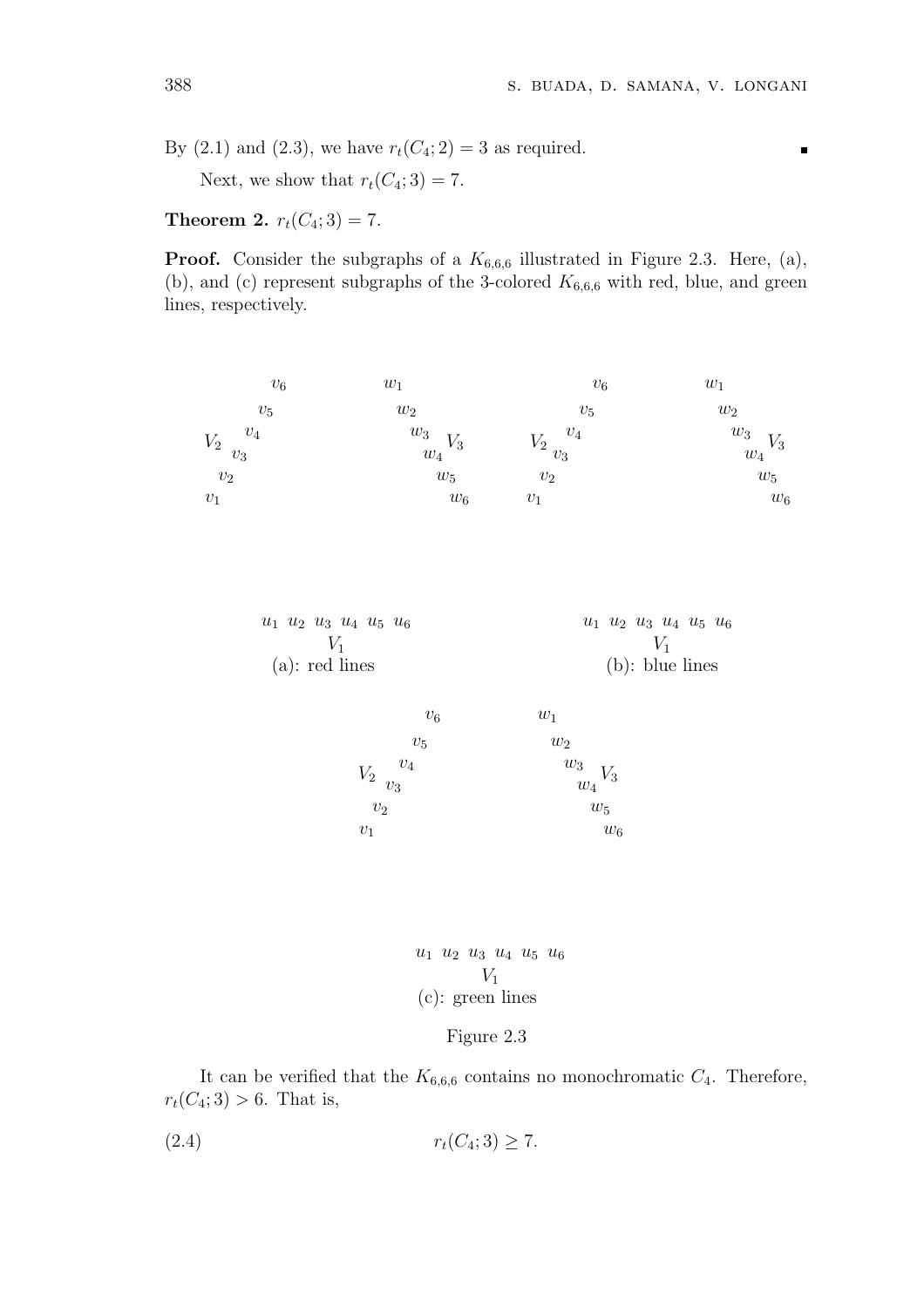By (2.1) and (2.3), we have $r_t(C_4; 2) = 3$ as required. ∎

Next, we show that $r_t(C_4; 3) = 7$.

**Theorem 2.** $r_t(C_4; 3) = 7$.

**Proof.** Consider the subgraphs of a $K_{6,6,6}$ illustrated in Figure 2.3. Here, (a), (b), and (c) represent subgraphs of the 3-colored $K_{6,6,6}$ with red, blue, and green lines, respectively.

$v_6$ $v_5$ $v_4$ $V_2$ $v_3$ $v_2$ $v_1$ $w_1$ $w_2$ $w_3$ $V_3$ $w_4$ $w_5$ $w_6$

$u_1$ $u_2$ $u_3$ $u_4$ $u_5$ $u_6$
$V_1$
(a): red lines

$v_6$ $v_5$ $v_4$ $V_2$ $v_3$ $v_2$ $v_1$ $w_1$ $w_2$ $w_3$ $V_3$ $w_4$ $w_5$ $w_6$

$u_1$ $u_2$ $u_3$ $u_4$ $u_5$ $u_6$
$V_1$
(b): blue lines

$v_6$ $v_5$ $v_4$ $V_2$ $v_3$ $v_2$ $v_1$ $w_1$ $w_2$ $w_3$ $V_3$ $w_4$ $w_5$ $w_6$

$u_1$ $u_2$ $u_3$ $u_4$ $u_5$ $u_6$
$V_1$
(c): green lines

Figure 2.3

It can be verified that the $K_{6,6,6}$ contains no monochromatic $C_4$. Therefore, $r_t(C_4; 3) > 6$. That is,

$$r_t(C_4; 3) \geq 7. \tag{2.4}$$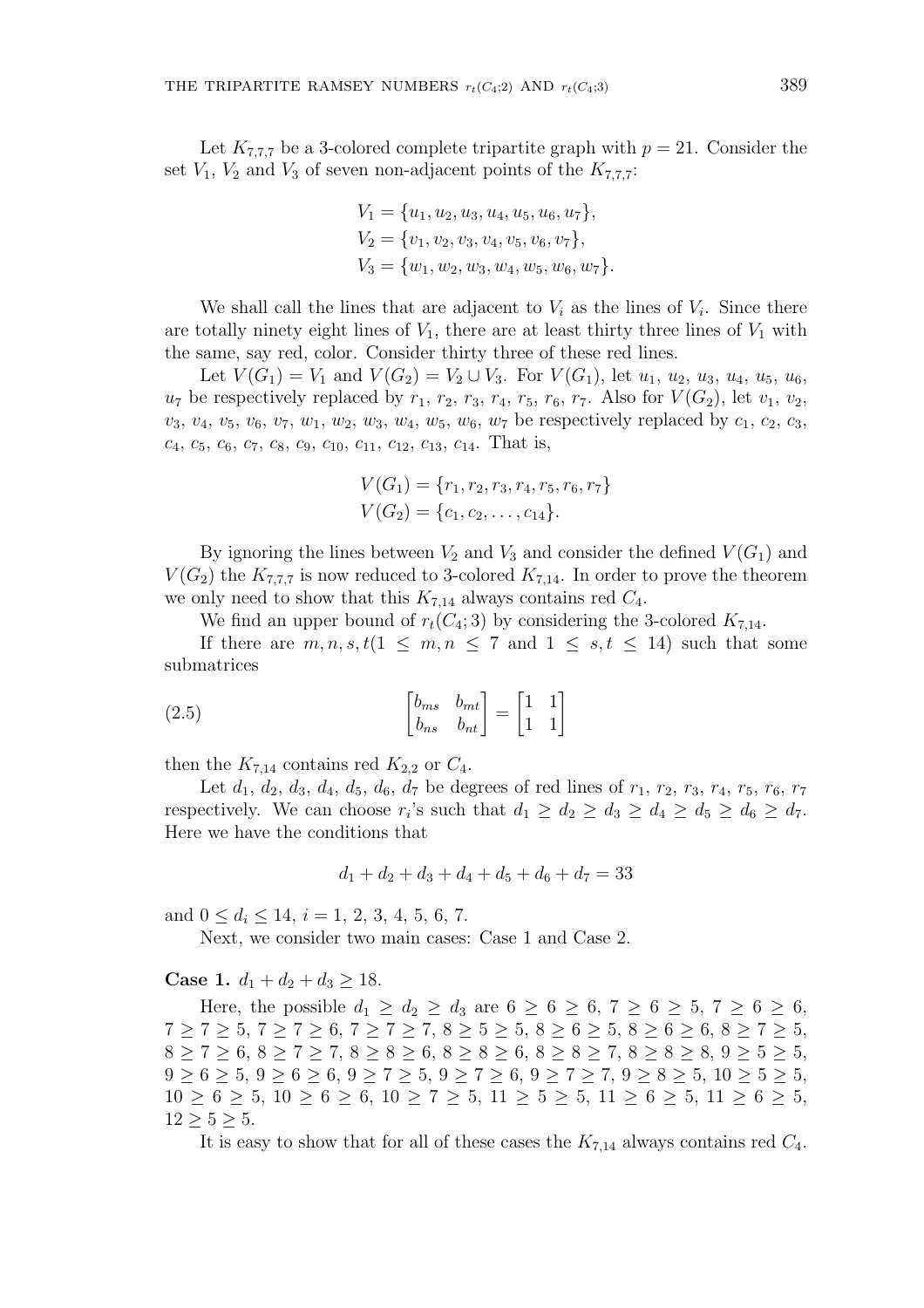Let $K_{7,7,7}$ be a 3-colored complete tripartite graph with $p = 21$. Consider the set $V_1$, $V_2$ and $V_3$ of seven non-adjacent points of the $K_{7,7,7}$:

$$V_1 = \{u_1, u_2, u_3, u_4, u_5, u_6, u_7\},$$
$$V_2 = \{v_1, v_2, v_3, v_4, v_5, v_6, v_7\},$$
$$V_3 = \{w_1, w_2, w_3, w_4, w_5, w_6, w_7\}.$$

We shall call the lines that are adjacent to $V_i$ as the lines of $V_i$. Since there are totally ninety eight lines of $V_1$, there are at least thirty three lines of $V_1$ with the same, say red, color. Consider thirty three of these red lines.

Let $V(G_1) = V_1$ and $V(G_2) = V_2 \cup V_3$. For $V(G_1)$, let $u_1$, $u_2$, $u_3$, $u_4$, $u_5$, $u_6$, $u_7$ be respectively replaced by $r_1$, $r_2$, $r_3$, $r_4$, $r_5$, $r_6$, $r_7$. Also for $V(G_2)$, let $v_1$, $v_2$, $v_3$, $v_4$, $v_5$, $v_6$, $v_7$, $w_1$, $w_2$, $w_3$, $w_4$, $w_5$, $w_6$, $w_7$ be respectively replaced by $c_1$, $c_2$, $c_3$, $c_4$, $c_5$, $c_6$, $c_7$, $c_8$, $c_9$, $c_{10}$, $c_{11}$, $c_{12}$, $c_{13}$, $c_{14}$. That is,

$$V(G_1) = \{r_1, r_2, r_3, r_4, r_5, r_6, r_7\}$$
$$V(G_2) = \{c_1, c_2, \ldots, c_{14}\}.$$

By ignoring the lines between $V_2$ and $V_3$ and consider the defined $V(G_1)$ and $V(G_2)$ the $K_{7,7,7}$ is now reduced to 3-colored $K_{7,14}$. In order to prove the theorem we only need to show that this $K_{7,14}$ always contains red $C_4$.

We find an upper bound of $r_t(C_4; 3)$ by considering the 3-colored $K_{7,14}$.

If there are $m, n, s, t (1 \leq m, n \leq 7$ and $1 \leq s, t \leq 14)$ such that some submatrices

$$\begin{bmatrix} b_{ms} & b_{mt} \\ b_{ns} & b_{nt} \end{bmatrix} = \begin{bmatrix} 1 & 1 \\ 1 & 1 \end{bmatrix} \tag{2.5}$$

then the $K_{7,14}$ contains red $K_{2,2}$ or $C_4$.

Let $d_1$, $d_2$, $d_3$, $d_4$, $d_5$, $d_6$, $d_7$ be degrees of red lines of $r_1$, $r_2$, $r_3$, $r_4$, $r_5$, $r_6$, $r_7$ respectively. We can choose $r_i$'s such that $d_1 \geq d_2 \geq d_3 \geq d_4 \geq d_5 \geq d_6 \geq d_7$. Here we have the conditions that

$$d_1 + d_2 + d_3 + d_4 + d_5 + d_6 + d_7 = 33$$

and $0 \leq d_i \leq 14$, $i = 1, 2, 3, 4, 5, 6, 7$.

Next, we consider two main cases: Case 1 and Case 2.

**Case 1.** $d_1 + d_2 + d_3 \geq 18$.

Here, the possible $d_1 \geq d_2 \geq d_3$ are $6 \geq 6 \geq 6$, $7 \geq 6 \geq 5$, $7 \geq 6 \geq 6$, $7 \geq 7 \geq 5$, $7 \geq 7 \geq 6$, $7 \geq 7 \geq 7$, $8 \geq 5 \geq 5$, $8 \geq 6 \geq 5$, $8 \geq 6 \geq 6$, $8 \geq 7 \geq 5$, $8 \geq 7 \geq 6$, $8 \geq 7 \geq 7$, $8 \geq 8 \geq 6$, $8 \geq 8 \geq 6$, $8 \geq 8 \geq 7$, $8 \geq 8 \geq 8$, $9 \geq 5 \geq 5$, $9 \geq 6 \geq 5$, $9 \geq 6 \geq 6$, $9 \geq 7 \geq 5$, $9 \geq 7 \geq 6$, $9 \geq 7 \geq 7$, $9 \geq 8 \geq 5$, $10 \geq 5 \geq 5$, $10 \geq 6 \geq 5$, $10 \geq 6 \geq 6$, $10 \geq 7 \geq 5$, $11 \geq 5 \geq 5$, $11 \geq 6 \geq 5$, $11 \geq 6 \geq 5$, $12 \geq 5 \geq 5$.

It is easy to show that for all of these cases the $K_{7,14}$ always contains red $C_4$.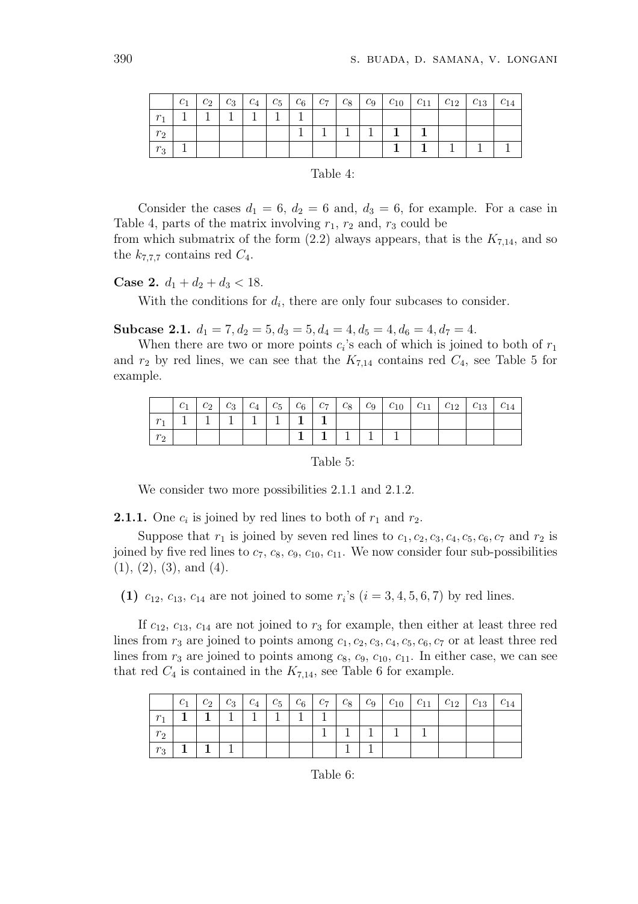|  | $c_1$ | $c_2$ | $c_3$ | $c_4$ | $c_5$ | $c_6$ | $c_7$ | $c_8$ | $c_9$ | $c_{10}$ | $c_{11}$ | $c_{12}$ | $c_{13}$ | $c_{14}$ |
|---|---|---|---|---|---|---|---|---|---|---|---|---|---|---|
| $r_1$ | 1 | 1 | 1 | 1 | 1 | 1 |  |  |  |  |  |  |  |  |
| $r_2$ |  |  |  |  |  | 1 | 1 | 1 | 1 | **1** | **1** |  |  |  |
| $r_3$ | 1 |  |  |  |  |  |  |  |  | **1** | **1** | 1 | 1 | 1 |

Table 4:

Consider the cases $d_1 = 6$, $d_2 = 6$ and, $d_3 = 6$, for example. For a case in Table 4, parts of the matrix involving $r_1$, $r_2$ and, $r_3$ could be
from which submatrix of the form (2.2) always appears, that is the $K_{7,14}$, and so the $k_{7,7,7}$ contains red $C_4$.

**Case 2.** $d_1 + d_2 + d_3 < 18$.

With the conditions for $d_i$, there are only four subcases to consider.

**Subcase 2.1.** $d_1 = 7, d_2 = 5, d_3 = 5, d_4 = 4, d_5 = 4, d_6 = 4, d_7 = 4$.

When there are two or more points $c_i$'s each of which is joined to both of $r_1$ and $r_2$ by red lines, we can see that the $K_{7,14}$ contains red $C_4$, see Table 5 for example.

|  | $c_1$ | $c_2$ | $c_3$ | $c_4$ | $c_5$ | $c_6$ | $c_7$ | $c_8$ | $c_9$ | $c_{10}$ | $c_{11}$ | $c_{12}$ | $c_{13}$ | $c_{14}$ |
|---|---|---|---|---|---|---|---|---|---|---|---|---|---|---|
| $r_1$ | 1 | 1 | 1 | 1 | 1 | **1** | **1** |  |  |  |  |  |  |  |
| $r_2$ |  |  |  |  |  | **1** | **1** | 1 | 1 | 1 |  |  |  |  |

Table 5:

We consider two more possibilities 2.1.1 and 2.1.2.

**2.1.1.** One $c_i$ is joined by red lines to both of $r_1$ and $r_2$.

Suppose that $r_1$ is joined by seven red lines to $c_1, c_2, c_3, c_4, c_5, c_6, c_7$ and $r_2$ is joined by five red lines to $c_7$, $c_8$, $c_9$, $c_{10}$, $c_{11}$. We now consider four sub-possibilities (1), (2), (3), and (4).

**(1)** $c_{12}$, $c_{13}$, $c_{14}$ are not joined to some $r_i$'s $(i = 3, 4, 5, 6, 7)$ by red lines.

If $c_{12}$, $c_{13}$, $c_{14}$ are not joined to $r_3$ for example, then either at least three red lines from $r_3$ are joined to points among $c_1, c_2, c_3, c_4, c_5, c_6, c_7$ or at least three red lines from $r_3$ are joined to points among $c_8$, $c_9$, $c_{10}$, $c_{11}$. In either case, we can see that red $C_4$ is contained in the $K_{7,14}$, see Table 6 for example.

|  | $c_1$ | $c_2$ | $c_3$ | $c_4$ | $c_5$ | $c_6$ | $c_7$ | $c_8$ | $c_9$ | $c_{10}$ | $c_{11}$ | $c_{12}$ | $c_{13}$ | $c_{14}$ |
|---|---|---|---|---|---|---|---|---|---|---|---|---|---|---|
| $r_1$ | **1** | **1** | 1 | 1 | 1 | 1 | 1 |  |  |  |  |  |  |  |
| $r_2$ |  |  |  |  |  |  | 1 | 1 | 1 | 1 | 1 |  |  |  |
| $r_3$ | **1** | **1** | 1 |  |  |  |  | 1 | 1 |  |  |  |  |  |

Table 6: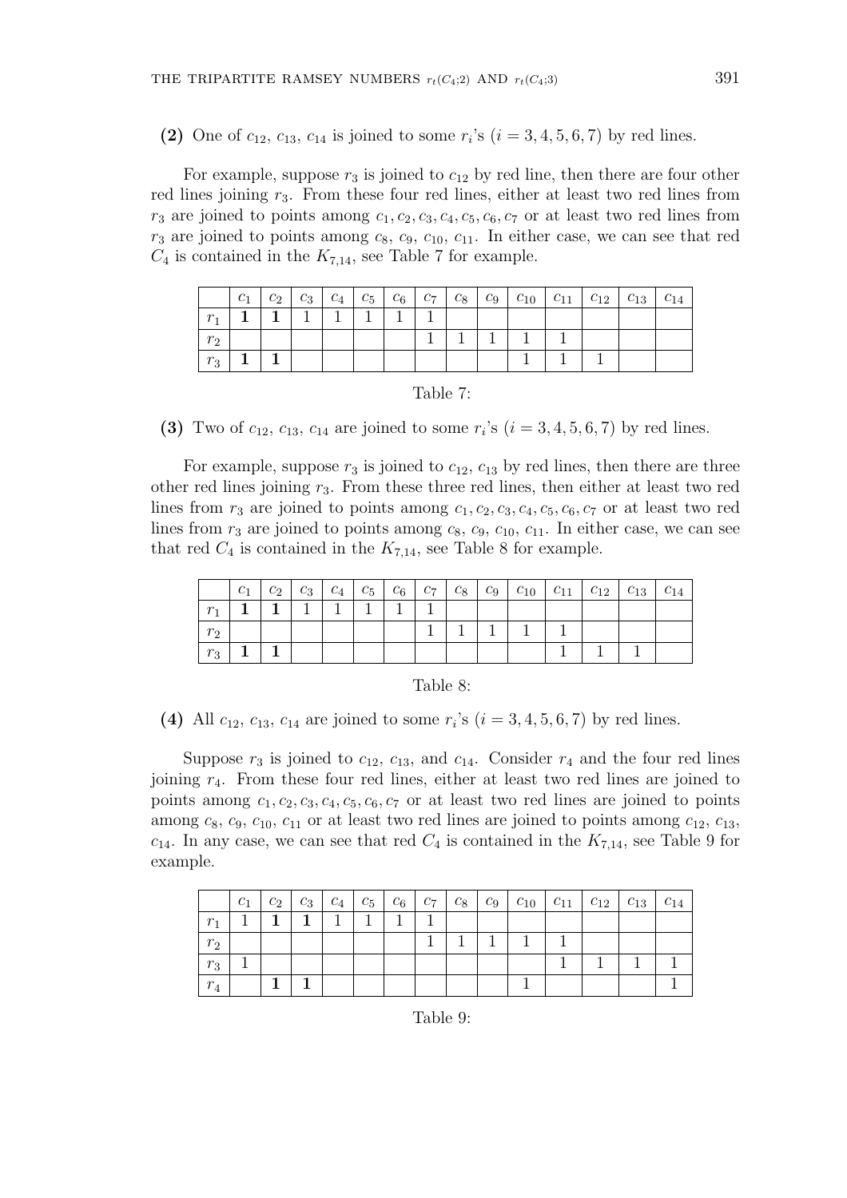**(2)** One of $c_{12}$, $c_{13}$, $c_{14}$ is joined to some $r_i$'s $(i = 3, 4, 5, 6, 7)$ by red lines.

For example, suppose $r_3$ is joined to $c_{12}$ by red line, then there are four other red lines joining $r_3$. From these four red lines, either at least two red lines from $r_3$ are joined to points among $c_1, c_2, c_3, c_4, c_5, c_6, c_7$ or at least two red lines from $r_3$ are joined to points among $c_8$, $c_9$, $c_{10}$, $c_{11}$. In either case, we can see that red $C_4$ is contained in the $K_{7,14}$, see Table 7 for example.

| | $c_1$ | $c_2$ | $c_3$ | $c_4$ | $c_5$ | $c_6$ | $c_7$ | $c_8$ | $c_9$ | $c_{10}$ | $c_{11}$ | $c_{12}$ | $c_{13}$ | $c_{14}$ |
|---|---|---|---|---|---|---|---|---|---|---|---|---|---|---|
| $r_1$ | **1** | **1** | 1 | 1 | 1 | 1 | 1 | | | | | | | |
| $r_2$ | | | | | | | 1 | 1 | 1 | 1 | 1 | | | |
| $r_3$ | **1** | **1** | | | | | | | | 1 | 1 | 1 | | |

Table 7:

**(3)** Two of $c_{12}$, $c_{13}$, $c_{14}$ are joined to some $r_i$'s $(i = 3, 4, 5, 6, 7)$ by red lines.

For example, suppose $r_3$ is joined to $c_{12}$, $c_{13}$ by red lines, then there are three other red lines joining $r_3$. From these three red lines, then either at least two red lines from $r_3$ are joined to points among $c_1, c_2, c_3, c_4, c_5, c_6, c_7$ or at least two red lines from $r_3$ are joined to points among $c_8$, $c_9$, $c_{10}$, $c_{11}$. In either case, we can see that red $C_4$ is contained in the $K_{7,14}$, see Table 8 for example.

| | $c_1$ | $c_2$ | $c_3$ | $c_4$ | $c_5$ | $c_6$ | $c_7$ | $c_8$ | $c_9$ | $c_{10}$ | $c_{11}$ | $c_{12}$ | $c_{13}$ | $c_{14}$ |
|---|---|---|---|---|---|---|---|---|---|---|---|---|---|---|
| $r_1$ | **1** | **1** | 1 | 1 | 1 | 1 | 1 | | | | | | | |
| $r_2$ | | | | | | | 1 | 1 | 1 | 1 | 1 | | | |
| $r_3$ | **1** | **1** | | | | | | | | | 1 | 1 | 1 | |

Table 8:

**(4)** All $c_{12}$, $c_{13}$, $c_{14}$ are joined to some $r_i$'s $(i = 3, 4, 5, 6, 7)$ by red lines.

Suppose $r_3$ is joined to $c_{12}$, $c_{13}$, and $c_{14}$. Consider $r_4$ and the four red lines joining $r_4$. From these four red lines, either at least two red lines are joined to points among $c_1, c_2, c_3, c_4, c_5, c_6, c_7$ or at least two red lines are joined to points among $c_8$, $c_9$, $c_{10}$, $c_{11}$ or at least two red lines are joined to points among $c_{12}$, $c_{13}$, $c_{14}$. In any case, we can see that red $C_4$ is contained in the $K_{7,14}$, see Table 9 for example.

| | $c_1$ | $c_2$ | $c_3$ | $c_4$ | $c_5$ | $c_6$ | $c_7$ | $c_8$ | $c_9$ | $c_{10}$ | $c_{11}$ | $c_{12}$ | $c_{13}$ | $c_{14}$ |
|---|---|---|---|---|---|---|---|---|---|---|---|---|---|---|
| $r_1$ | 1 | **1** | **1** | 1 | 1 | 1 | 1 | | | | | | | |
| $r_2$ | | | | | | | 1 | 1 | 1 | 1 | 1 | | | |
| $r_3$ | 1 | | | | | | | | | | 1 | 1 | 1 | 1 |
| $r_4$ | | **1** | **1** | | | | | | | 1 | | | | 1 |

Table 9: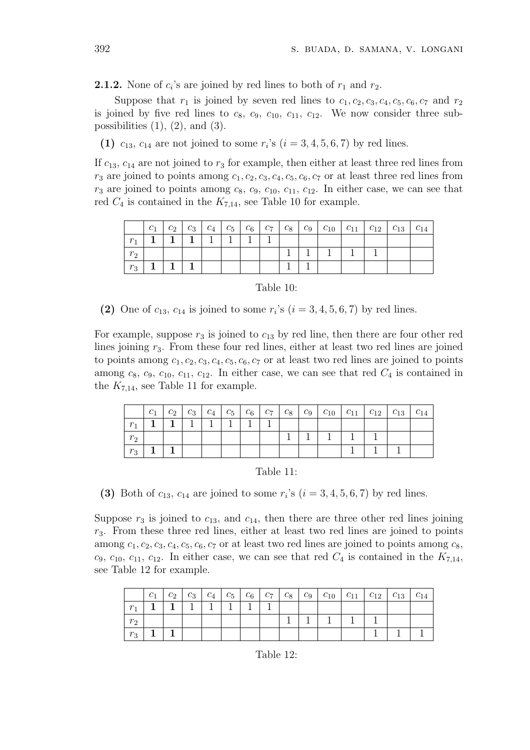**2.1.2.** None of $c_i$'s are joined by red lines to both of $r_1$ and $r_2$.

Suppose that $r_1$ is joined by seven red lines to $c_1, c_2, c_3, c_4, c_5, c_6, c_7$ and $r_2$ is joined by five red lines to $c_8$, $c_9$, $c_{10}$, $c_{11}$, $c_{12}$. We now consider three sub-possibilities (1), (2), and (3).

**(1)** $c_{13}$, $c_{14}$ are not joined to some $r_i$'s $(i = 3, 4, 5, 6, 7)$ by red lines.

If $c_{13}$, $c_{14}$ are not joined to $r_3$ for example, then either at least three red lines from $r_3$ are joined to points among $c_1, c_2, c_3, c_4, c_5, c_6, c_7$ or at least three red lines from $r_3$ are joined to points among $c_8$, $c_9$, $c_{10}$, $c_{11}$, $c_{12}$. In either case, we can see that red $C_4$ is contained in the $K_{7,14}$, see Table 10 for example.

| | $c_1$ | $c_2$ | $c_3$ | $c_4$ | $c_5$ | $c_6$ | $c_7$ | $c_8$ | $c_9$ | $c_{10}$ | $c_{11}$ | $c_{12}$ | $c_{13}$ | $c_{14}$ |
|---|---|---|---|---|---|---|---|---|---|---|---|---|---|---|
| $r_1$ | **1** | **1** | **1** | 1 | 1 | 1 | 1 | | | | | | | |
| $r_2$ | | | | | | | | 1 | 1 | 1 | 1 | 1 | | |
| $r_3$ | **1** | **1** | **1** | | | | | 1 | 1 | | | | | |

Table 10:

**(2)** One of $c_{13}$, $c_{14}$ is joined to some $r_i$'s $(i = 3, 4, 5, 6, 7)$ by red lines.

For example, suppose $r_3$ is joined to $c_{13}$ by red line, then there are four other red lines joining $r_3$. From these four red lines, either at least two red lines are joined to points among $c_1, c_2, c_3, c_4, c_5, c_6, c_7$ or at least two red lines are joined to points among $c_8$, $c_9$, $c_{10}$, $c_{11}$, $c_{12}$. In either case, we can see that red $C_4$ is contained in the $K_{7,14}$, see Table 11 for example.

| | $c_1$ | $c_2$ | $c_3$ | $c_4$ | $c_5$ | $c_6$ | $c_7$ | $c_8$ | $c_9$ | $c_{10}$ | $c_{11}$ | $c_{12}$ | $c_{13}$ | $c_{14}$ |
|---|---|---|---|---|---|---|---|---|---|---|---|---|---|---|
| $r_1$ | **1** | **1** | 1 | 1 | 1 | 1 | 1 | | | | | | | |
| $r_2$ | | | | | | | | 1 | 1 | 1 | 1 | 1 | | |
| $r_3$ | **1** | **1** | | | | | | | | | 1 | 1 | 1 | |

Table 11:

**(3)** Both of $c_{13}$, $c_{14}$ are joined to some $r_i$'s $(i = 3, 4, 5, 6, 7)$ by red lines.

Suppose $r_3$ is joined to $c_{13}$, and $c_{14}$, then there are three other red lines joining $r_3$. From these three red lines, either at least two red lines are joined to points among $c_1, c_2, c_3, c_4, c_5, c_6, c_7$ or at least two red lines are joined to points among $c_8$, $c_9$, $c_{10}$, $c_{11}$, $c_{12}$. In either case, we can see that red $C_4$ is contained in the $K_{7,14}$, see Table 12 for example.

| | $c_1$ | $c_2$ | $c_3$ | $c_4$ | $c_5$ | $c_6$ | $c_7$ | $c_8$ | $c_9$ | $c_{10}$ | $c_{11}$ | $c_{12}$ | $c_{13}$ | $c_{14}$ |
|---|---|---|---|---|---|---|---|---|---|---|---|---|---|---|
| $r_1$ | **1** | **1** | 1 | 1 | 1 | 1 | 1 | | | | | | | |
| $r_2$ | | | | | | | | 1 | 1 | 1 | 1 | 1 | | |
| $r_3$ | **1** | **1** | | | | | | | | | | 1 | 1 | 1 |

Table 12: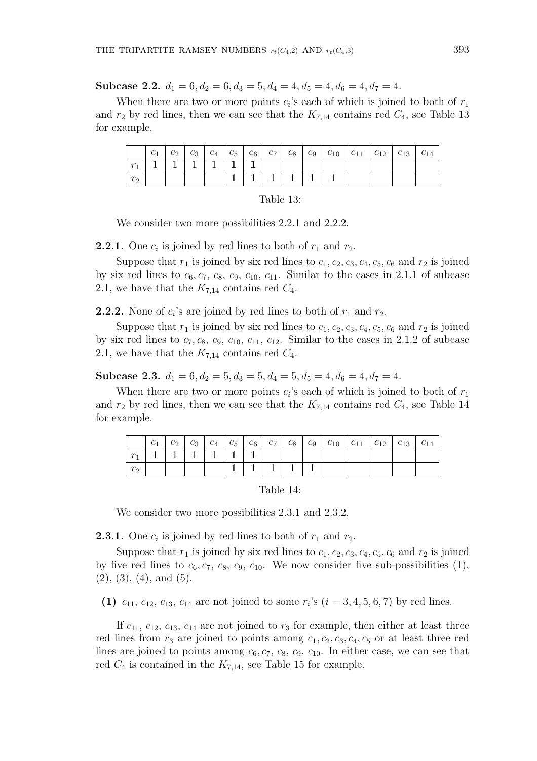**Subcase 2.2.** $d_1 = 6, d_2 = 6, d_3 = 5, d_4 = 4, d_5 = 4, d_6 = 4, d_7 = 4$.

When there are two or more points $c_i$'s each of which is joined to both of $r_1$ and $r_2$ by red lines, then we can see that the $K_{7,14}$ contains red $C_4$, see Table 13 for example.

| | $c_1$ | $c_2$ | $c_3$ | $c_4$ | $c_5$ | $c_6$ | $c_7$ | $c_8$ | $c_9$ | $c_{10}$ | $c_{11}$ | $c_{12}$ | $c_{13}$ | $c_{14}$ |
|---|---|---|---|---|---|---|---|---|---|---|---|---|---|---|
| $r_1$ | 1 | 1 | 1 | 1 | **1** | **1** | | | | | | | | |
| $r_2$ | | | | | **1** | **1** | 1 | 1 | 1 | 1 | | | | |

Table 13:

We consider two more possibilities 2.2.1 and 2.2.2.

**2.2.1.** One $c_i$ is joined by red lines to both of $r_1$ and $r_2$.

Suppose that $r_1$ is joined by six red lines to $c_1, c_2, c_3, c_4, c_5, c_6$ and $r_2$ is joined by six red lines to $c_6, c_7$, $c_8$, $c_9$, $c_{10}$, $c_{11}$. Similar to the cases in 2.1.1 of subcase 2.1, we have that the $K_{7,14}$ contains red $C_4$.

**2.2.2.** None of $c_i$'s are joined by red lines to both of $r_1$ and $r_2$.

Suppose that $r_1$ is joined by six red lines to $c_1, c_2, c_3, c_4, c_5, c_6$ and $r_2$ is joined by six red lines to $c_7, c_8$, $c_9$, $c_{10}$, $c_{11}$, $c_{12}$. Similar to the cases in 2.1.2 of subcase 2.1, we have that the $K_{7,14}$ contains red $C_4$.

**Subcase 2.3.** $d_1 = 6, d_2 = 5, d_3 = 5, d_4 = 5, d_5 = 4, d_6 = 4, d_7 = 4$.

When there are two or more points $c_i$'s each of which is joined to both of $r_1$ and $r_2$ by red lines, then we can see that the $K_{7,14}$ contains red $C_4$, see Table 14 for example.

| | $c_1$ | $c_2$ | $c_3$ | $c_4$ | $c_5$ | $c_6$ | $c_7$ | $c_8$ | $c_9$ | $c_{10}$ | $c_{11}$ | $c_{12}$ | $c_{13}$ | $c_{14}$ |
|---|---|---|---|---|---|---|---|---|---|---|---|---|---|---|
| $r_1$ | 1 | 1 | 1 | 1 | **1** | **1** | | | | | | | | |
| $r_2$ | | | | | **1** | **1** | 1 | 1 | 1 | | | | | |

Table 14:

We consider two more possibilities 2.3.1 and 2.3.2.

**2.3.1.** One $c_i$ is joined by red lines to both of $r_1$ and $r_2$.

Suppose that $r_1$ is joined by six red lines to $c_1, c_2, c_3, c_4, c_5, c_6$ and $r_2$ is joined by five red lines to $c_6, c_7$, $c_8$, $c_9$, $c_{10}$. We now consider five sub-possibilities (1), (2), (3), (4), and (5).

**(1)** $c_{11}$, $c_{12}$, $c_{13}$, $c_{14}$ are not joined to some $r_i$'s $(i = 3, 4, 5, 6, 7)$ by red lines.

If $c_{11}$, $c_{12}$, $c_{13}$, $c_{14}$ are not joined to $r_3$ for example, then either at least three red lines from $r_3$ are joined to points among $c_1, c_2, c_3, c_4, c_5$ or at least three red lines are joined to points among $c_6, c_7$, $c_8$, $c_9$, $c_{10}$. In either case, we can see that red $C_4$ is contained in the $K_{7,14}$, see Table 15 for example.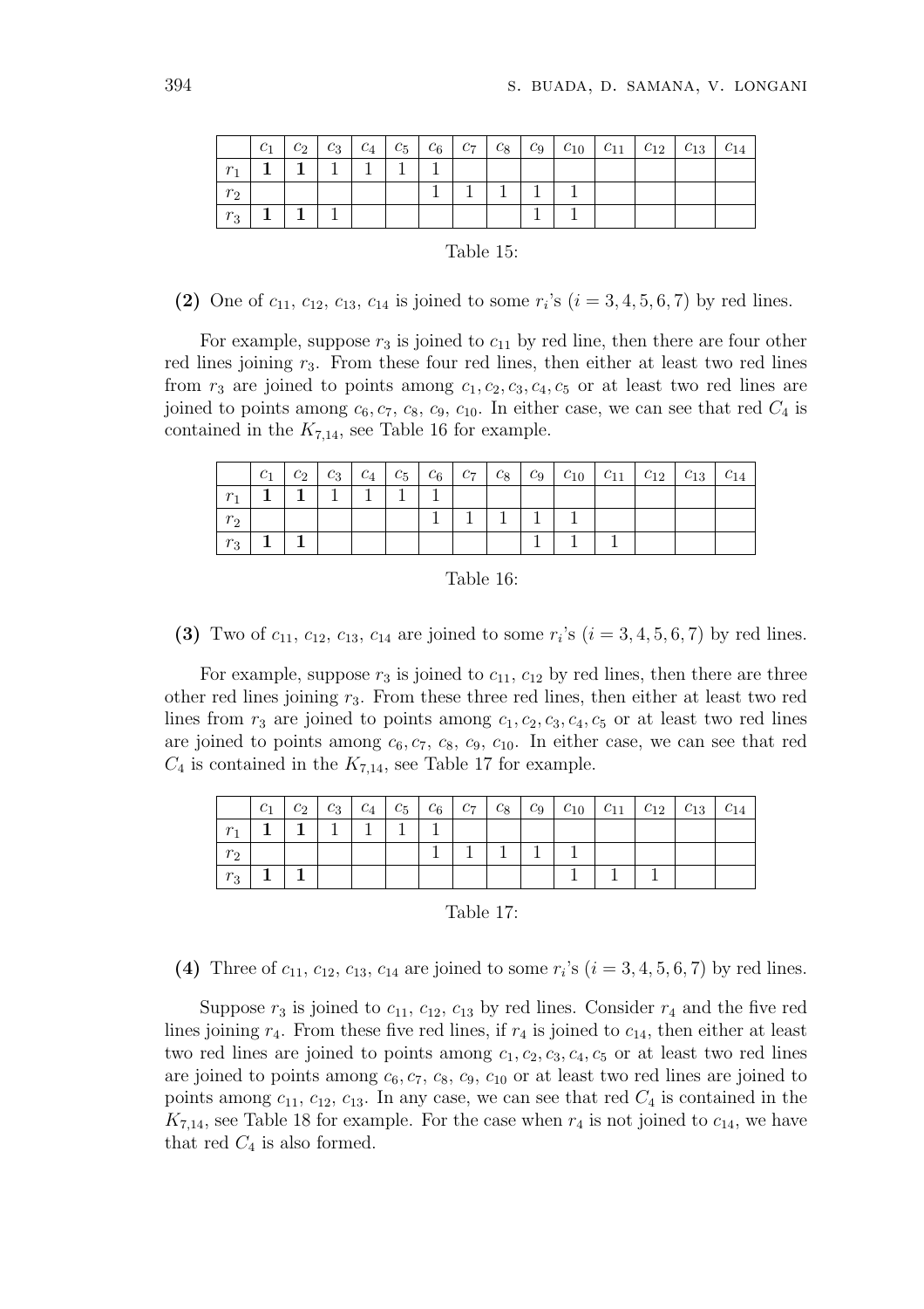|  | $c_1$ | $c_2$ | $c_3$ | $c_4$ | $c_5$ | $c_6$ | $c_7$ | $c_8$ | $c_9$ | $c_{10}$ | $c_{11}$ | $c_{12}$ | $c_{13}$ | $c_{14}$ |
|---|---|---|---|---|---|---|---|---|---|---|---|---|---|---|
| $r_1$ | **1** | **1** | 1 | 1 | 1 | 1 |  |  |  |  |  |  |  |  |
| $r_2$ |  |  |  |  |  | 1 | 1 | 1 | 1 | 1 |  |  |  |  |
| $r_3$ | **1** | **1** | 1 |  |  |  |  |  | 1 | 1 |  |  |  |  |

Table 15:

**(2)** One of $c_{11}$, $c_{12}$, $c_{13}$, $c_{14}$ is joined to some $r_i$'s ($i = 3, 4, 5, 6, 7$) by red lines.

For example, suppose $r_3$ is joined to $c_{11}$ by red line, then there are four other red lines joining $r_3$. From these four red lines, then either at least two red lines from $r_3$ are joined to points among $c_1, c_2, c_3, c_4, c_5$ or at least two red lines are joined to points among $c_6, c_7$, $c_8$, $c_9$, $c_{10}$. In either case, we can see that red $C_4$ is contained in the $K_{7,14}$, see Table 16 for example.

|  | $c_1$ | $c_2$ | $c_3$ | $c_4$ | $c_5$ | $c_6$ | $c_7$ | $c_8$ | $c_9$ | $c_{10}$ | $c_{11}$ | $c_{12}$ | $c_{13}$ | $c_{14}$ |
|---|---|---|---|---|---|---|---|---|---|---|---|---|---|---|
| $r_1$ | **1** | **1** | 1 | 1 | 1 | 1 |  |  |  |  |  |  |  |  |
| $r_2$ |  |  |  |  |  | 1 | 1 | 1 | 1 | 1 |  |  |  |  |
| $r_3$ | **1** | **1** |  |  |  |  |  |  | 1 | 1 | 1 |  |  |  |

Table 16:

**(3)** Two of $c_{11}$, $c_{12}$, $c_{13}$, $c_{14}$ are joined to some $r_i$'s ($i = 3, 4, 5, 6, 7$) by red lines.

For example, suppose $r_3$ is joined to $c_{11}$, $c_{12}$ by red lines, then there are three other red lines joining $r_3$. From these three red lines, then either at least two red lines from $r_3$ are joined to points among $c_1, c_2, c_3, c_4, c_5$ or at least two red lines are joined to points among $c_6, c_7$, $c_8$, $c_9$, $c_{10}$. In either case, we can see that red $C_4$ is contained in the $K_{7,14}$, see Table 17 for example.

|  | $c_1$ | $c_2$ | $c_3$ | $c_4$ | $c_5$ | $c_6$ | $c_7$ | $c_8$ | $c_9$ | $c_{10}$ | $c_{11}$ | $c_{12}$ | $c_{13}$ | $c_{14}$ |
|---|---|---|---|---|---|---|---|---|---|---|---|---|---|---|
| $r_1$ | **1** | **1** | 1 | 1 | 1 | 1 |  |  |  |  |  |  |  |  |
| $r_2$ |  |  |  |  |  | 1 | 1 | 1 | 1 | 1 |  |  |  |  |
| $r_3$ | **1** | **1** |  |  |  |  |  |  |  | 1 | 1 | 1 |  |  |

Table 17:

**(4)** Three of $c_{11}$, $c_{12}$, $c_{13}$, $c_{14}$ are joined to some $r_i$'s ($i = 3, 4, 5, 6, 7$) by red lines.

Suppose $r_3$ is joined to $c_{11}$, $c_{12}$, $c_{13}$ by red lines. Consider $r_4$ and the five red lines joining $r_4$. From these five red lines, if $r_4$ is joined to $c_{14}$, then either at least two red lines are joined to points among $c_1, c_2, c_3, c_4, c_5$ or at least two red lines are joined to points among $c_6, c_7$, $c_8$, $c_9$, $c_{10}$ or at least two red lines are joined to points among $c_{11}$, $c_{12}$, $c_{13}$. In any case, we can see that red $C_4$ is contained in the $K_{7,14}$, see Table 18 for example. For the case when $r_4$ is not joined to $c_{14}$, we have that red $C_4$ is also formed.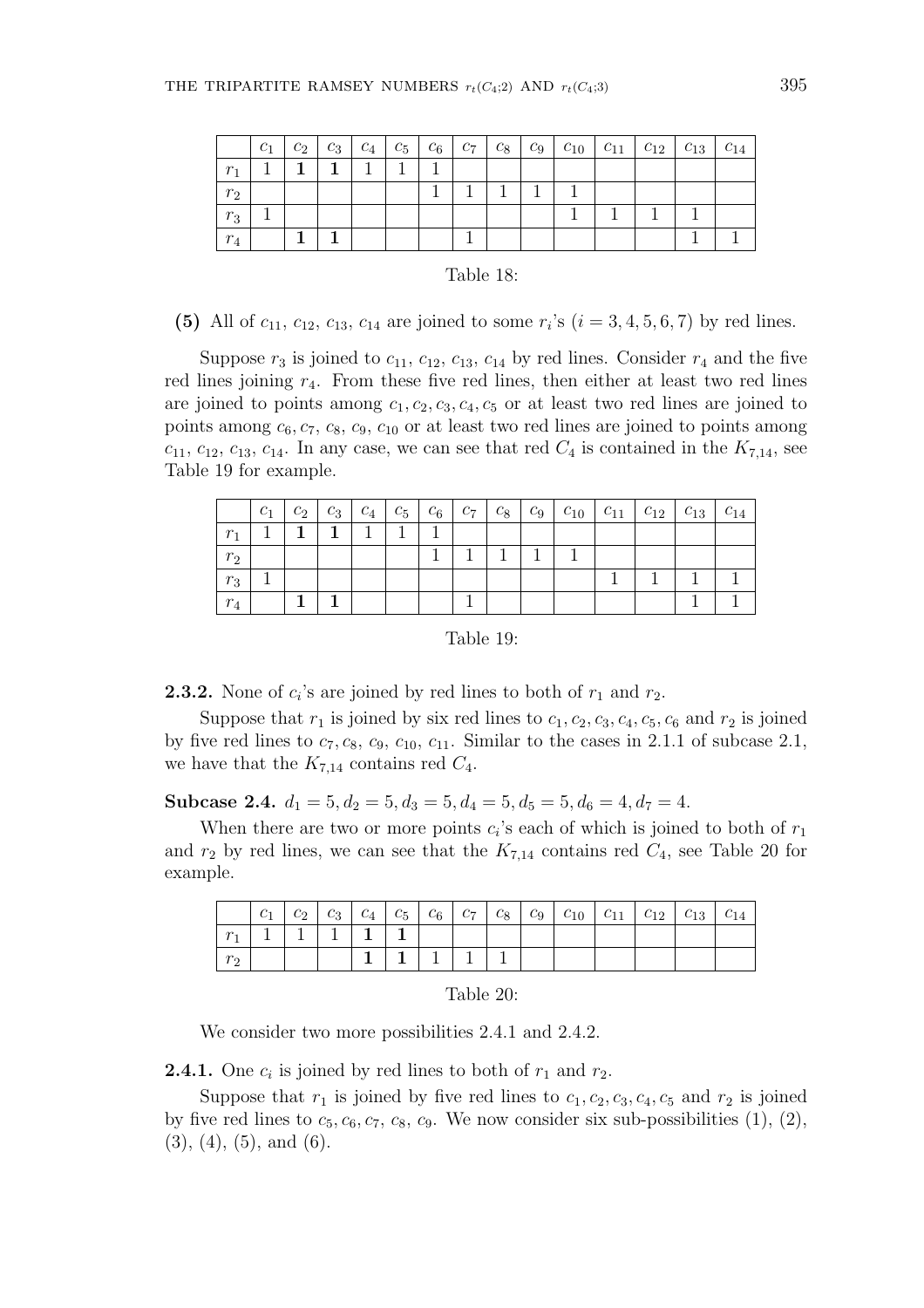|  | $c_1$ | $c_2$ | $c_3$ | $c_4$ | $c_5$ | $c_6$ | $c_7$ | $c_8$ | $c_9$ | $c_{10}$ | $c_{11}$ | $c_{12}$ | $c_{13}$ | $c_{14}$ |
|---|---|---|---|---|---|---|---|---|---|---|---|---|---|---|
| $r_1$ | 1 | **1** | **1** | 1 | 1 | 1 |  |  |  |  |  |  |  |  |
| $r_2$ |  |  |  |  |  | 1 | 1 | 1 | 1 | 1 |  |  |  |  |
| $r_3$ | 1 |  |  |  |  |  |  |  |  | 1 | 1 | 1 | 1 |  |
| $r_4$ |  | **1** | **1** |  |  |  | 1 |  |  |  |  |  | 1 | 1 |

Table 18:

**(5)** All of $c_{11}$, $c_{12}$, $c_{13}$, $c_{14}$ are joined to some $r_i$'s $(i = 3, 4, 5, 6, 7)$ by red lines.

Suppose $r_3$ is joined to $c_{11}$, $c_{12}$, $c_{13}$, $c_{14}$ by red lines. Consider $r_4$ and the five red lines joining $r_4$. From these five red lines, then either at least two red lines are joined to points among $c_1, c_2, c_3, c_4, c_5$ or at least two red lines are joined to points among $c_6, c_7$, $c_8$, $c_9$, $c_{10}$ or at least two red lines are joined to points among $c_{11}$, $c_{12}$, $c_{13}$, $c_{14}$. In any case, we can see that red $C_4$ is contained in the $K_{7,14}$, see Table 19 for example.

|  | $c_1$ | $c_2$ | $c_3$ | $c_4$ | $c_5$ | $c_6$ | $c_7$ | $c_8$ | $c_9$ | $c_{10}$ | $c_{11}$ | $c_{12}$ | $c_{13}$ | $c_{14}$ |
|---|---|---|---|---|---|---|---|---|---|---|---|---|---|---|
| $r_1$ | 1 | **1** | **1** | 1 | 1 | 1 |  |  |  |  |  |  |  |  |
| $r_2$ |  |  |  |  |  | 1 | 1 | 1 | 1 | 1 |  |  |  |  |
| $r_3$ | 1 |  |  |  |  |  |  |  |  |  | 1 | 1 | 1 | 1 |
| $r_4$ |  | **1** | **1** |  |  |  | 1 |  |  |  |  |  | 1 | 1 |

Table 19:

**2.3.2.** None of $c_i$'s are joined by red lines to both of $r_1$ and $r_2$.

Suppose that $r_1$ is joined by six red lines to $c_1, c_2, c_3, c_4, c_5, c_6$ and $r_2$ is joined by five red lines to $c_7, c_8$, $c_9$, $c_{10}$, $c_{11}$. Similar to the cases in 2.1.1 of subcase 2.1, we have that the $K_{7,14}$ contains red $C_4$.

**Subcase 2.4.** $d_1 = 5, d_2 = 5, d_3 = 5, d_4 = 5, d_5 = 5, d_6 = 4, d_7 = 4$.

When there are two or more points $c_i$'s each of which is joined to both of $r_1$ and $r_2$ by red lines, we can see that the $K_{7,14}$ contains red $C_4$, see Table 20 for example.

|  | $c_1$ | $c_2$ | $c_3$ | $c_4$ | $c_5$ | $c_6$ | $c_7$ | $c_8$ | $c_9$ | $c_{10}$ | $c_{11}$ | $c_{12}$ | $c_{13}$ | $c_{14}$ |
|---|---|---|---|---|---|---|---|---|---|---|---|---|---|---|
| $r_1$ | 1 | 1 | 1 | **1** | **1** |  |  |  |  |  |  |  |  |  |
| $r_2$ |  |  |  | **1** | **1** | 1 | 1 | 1 |  |  |  |  |  |  |

Table 20:

We consider two more possibilities 2.4.1 and 2.4.2.

**2.4.1.** One $c_i$ is joined by red lines to both of $r_1$ and $r_2$.

Suppose that $r_1$ is joined by five red lines to $c_1, c_2, c_3, c_4, c_5$ and $r_2$ is joined by five red lines to $c_5, c_6, c_7$, $c_8$, $c_9$. We now consider six sub-possibilities (1), (2), (3), (4), (5), and (6).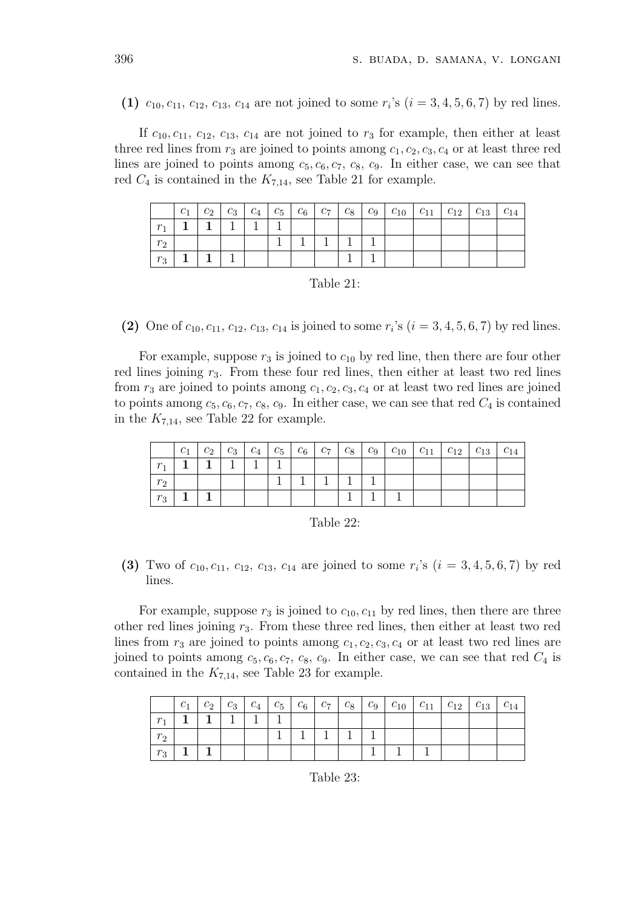**(1)** $c_{10}, c_{11}, c_{12}, c_{13}, c_{14}$ are not joined to some $r_i$'s ($i = 3, 4, 5, 6, 7$) by red lines.

If $c_{10}, c_{11}, c_{12}, c_{13}, c_{14}$ are not joined to $r_3$ for example, then either at least three red lines from $r_3$ are joined to points among $c_1, c_2, c_3, c_4$ or at least three red lines are joined to points among $c_5, c_6, c_7, c_8, c_9$. In either case, we can see that red $C_4$ is contained in the $K_{7,14}$, see Table 21 for example.

| | $c_1$ | $c_2$ | $c_3$ | $c_4$ | $c_5$ | $c_6$ | $c_7$ | $c_8$ | $c_9$ | $c_{10}$ | $c_{11}$ | $c_{12}$ | $c_{13}$ | $c_{14}$ |
|---|---|---|---|---|---|---|---|---|---|---|---|---|---|---|
| $r_1$ | **1** | **1** | 1 | 1 | 1 | | | | | | | | | |
| $r_2$ | | | | | 1 | 1 | 1 | 1 | 1 | | | | | |
| $r_3$ | **1** | **1** | 1 | | | | | 1 | 1 | | | | | |

Table 21:

**(2)** One of $c_{10}, c_{11}, c_{12}, c_{13}, c_{14}$ is joined to some $r_i$'s ($i = 3, 4, 5, 6, 7$) by red lines.

For example, suppose $r_3$ is joined to $c_{10}$ by red line, then there are four other red lines joining $r_3$. From these four red lines, then either at least two red lines from $r_3$ are joined to points among $c_1, c_2, c_3, c_4$ or at least two red lines are joined to points among $c_5, c_6, c_7, c_8, c_9$. In either case, we can see that red $C_4$ is contained in the $K_{7,14}$, see Table 22 for example.

| | $c_1$ | $c_2$ | $c_3$ | $c_4$ | $c_5$ | $c_6$ | $c_7$ | $c_8$ | $c_9$ | $c_{10}$ | $c_{11}$ | $c_{12}$ | $c_{13}$ | $c_{14}$ |
|---|---|---|---|---|---|---|---|---|---|---|---|---|---|---|
| $r_1$ | **1** | **1** | 1 | 1 | 1 | | | | | | | | | |
| $r_2$ | | | | | 1 | 1 | 1 | 1 | 1 | | | | | |
| $r_3$ | **1** | **1** | | | | | | 1 | 1 | 1 | | | | |

Table 22:

**(3)** Two of $c_{10}, c_{11}, c_{12}, c_{13}, c_{14}$ are joined to some $r_i$'s ($i = 3, 4, 5, 6, 7$) by red lines.

For example, suppose $r_3$ is joined to $c_{10}, c_{11}$ by red lines, then there are three other red lines joining $r_3$. From these three red lines, then either at least two red lines from $r_3$ are joined to points among $c_1, c_2, c_3, c_4$ or at least two red lines are joined to points among $c_5, c_6, c_7, c_8, c_9$. In either case, we can see that red $C_4$ is contained in the $K_{7,14}$, see Table 23 for example.

| | $c_1$ | $c_2$ | $c_3$ | $c_4$ | $c_5$ | $c_6$ | $c_7$ | $c_8$ | $c_9$ | $c_{10}$ | $c_{11}$ | $c_{12}$ | $c_{13}$ | $c_{14}$ |
|---|---|---|---|---|---|---|---|---|---|---|---|---|---|---|
| $r_1$ | **1** | **1** | 1 | 1 | 1 | | | | | | | | | |
| $r_2$ | | | | | 1 | 1 | 1 | 1 | 1 | | | | | |
| $r_3$ | **1** | **1** | | | | | | | 1 | 1 | 1 | | | |

Table 23: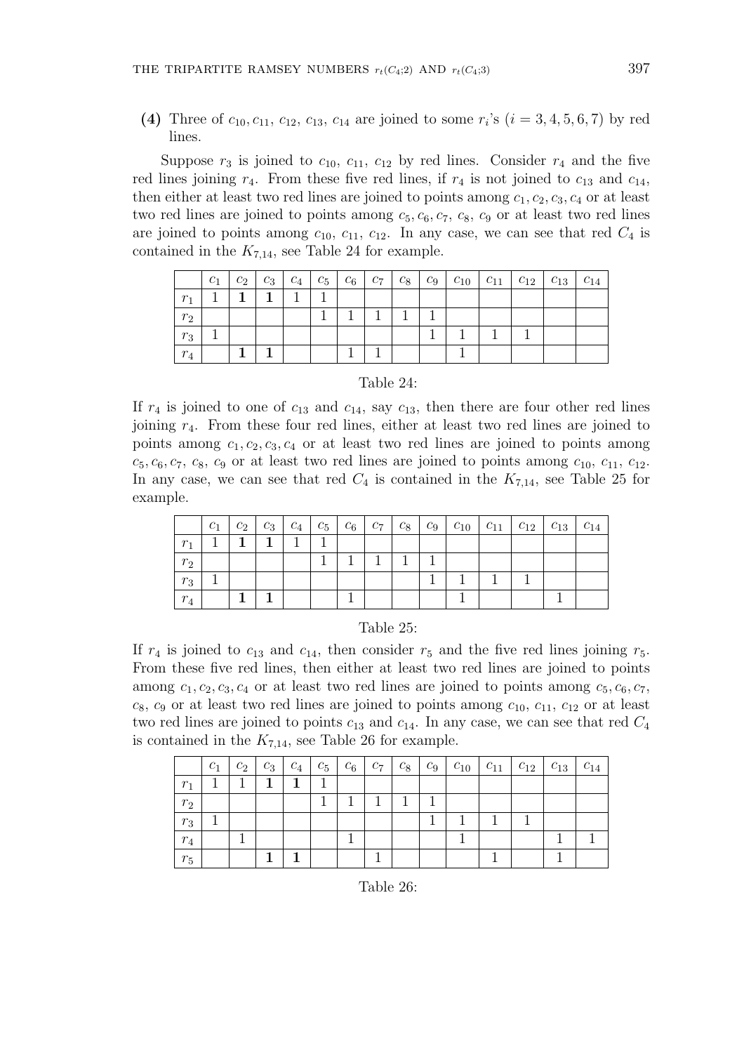**(4)** Three of $c_{10}, c_{11}, c_{12}, c_{13}, c_{14}$ are joined to some $r_i$'s $(i = 3, 4, 5, 6, 7)$ by red lines.

Suppose $r_3$ is joined to $c_{10}$, $c_{11}$, $c_{12}$ by red lines. Consider $r_4$ and the five red lines joining $r_4$. From these five red lines, if $r_4$ is not joined to $c_{13}$ and $c_{14}$, then either at least two red lines are joined to points among $c_1, c_2, c_3, c_4$ or at least two red lines are joined to points among $c_5, c_6, c_7$, $c_8$, $c_9$ or at least two red lines are joined to points among $c_{10}$, $c_{11}$, $c_{12}$. In any case, we can see that red $C_4$ is contained in the $K_{7,14}$, see Table 24 for example.

| | $c_1$ | $c_2$ | $c_3$ | $c_4$ | $c_5$ | $c_6$ | $c_7$ | $c_8$ | $c_9$ | $c_{10}$ | $c_{11}$ | $c_{12}$ | $c_{13}$ | $c_{14}$ |
|---|---|---|---|---|---|---|---|---|---|---|---|---|---|---|
| $r_1$ | 1 | **1** | **1** | 1 | 1 | | | | | | | | | |
| $r_2$ | | | | | 1 | 1 | 1 | 1 | 1 | | | | | |
| $r_3$ | 1 | | | | | | | | 1 | 1 | 1 | 1 | | |
| $r_4$ | | **1** | **1** | | | 1 | 1 | | | 1 | | | | |

Table 24:

If $r_4$ is joined to one of $c_{13}$ and $c_{14}$, say $c_{13}$, then there are four other red lines joining $r_4$. From these four red lines, either at least two red lines are joined to points among $c_1, c_2, c_3, c_4$ or at least two red lines are joined to points among $c_5, c_6, c_7$, $c_8$, $c_9$ or at least two red lines are joined to points among $c_{10}$, $c_{11}$, $c_{12}$. In any case, we can see that red $C_4$ is contained in the $K_{7,14}$, see Table 25 for example.

| | $c_1$ | $c_2$ | $c_3$ | $c_4$ | $c_5$ | $c_6$ | $c_7$ | $c_8$ | $c_9$ | $c_{10}$ | $c_{11}$ | $c_{12}$ | $c_{13}$ | $c_{14}$ |
|---|---|---|---|---|---|---|---|---|---|---|---|---|---|---|
| $r_1$ | 1 | **1** | **1** | 1 | 1 | | | | | | | | | |
| $r_2$ | | | | | 1 | 1 | 1 | 1 | 1 | | | | | |
| $r_3$ | 1 | | | | | | | | 1 | 1 | 1 | 1 | | |
| $r_4$ | | **1** | **1** | | | 1 | | | | 1 | | | 1 | |

Table 25:

If $r_4$ is joined to $c_{13}$ and $c_{14}$, then consider $r_5$ and the five red lines joining $r_5$. From these five red lines, then either at least two red lines are joined to points among $c_1, c_2, c_3, c_4$ or at least two red lines are joined to points among $c_5, c_6, c_7$, $c_8$, $c_9$ or at least two red lines are joined to points among $c_{10}$, $c_{11}$, $c_{12}$ or at least two red lines are joined to points $c_{13}$ and $c_{14}$. In any case, we can see that red $C_4$ is contained in the $K_{7,14}$, see Table 26 for example.

| | $c_1$ | $c_2$ | $c_3$ | $c_4$ | $c_5$ | $c_6$ | $c_7$ | $c_8$ | $c_9$ | $c_{10}$ | $c_{11}$ | $c_{12}$ | $c_{13}$ | $c_{14}$ |
|---|---|---|---|---|---|---|---|---|---|---|---|---|---|---|
| $r_1$ | 1 | 1 | **1** | **1** | 1 | | | | | | | | | |
| $r_2$ | | | | | 1 | 1 | 1 | 1 | 1 | | | | | |
| $r_3$ | 1 | | | | | | | | 1 | 1 | 1 | 1 | | |
| $r_4$ | | 1 | | | | 1 | | | | 1 | | | 1 | 1 |
| $r_5$ | | | **1** | **1** | | | 1 | | | | 1 | | 1 | |

Table 26: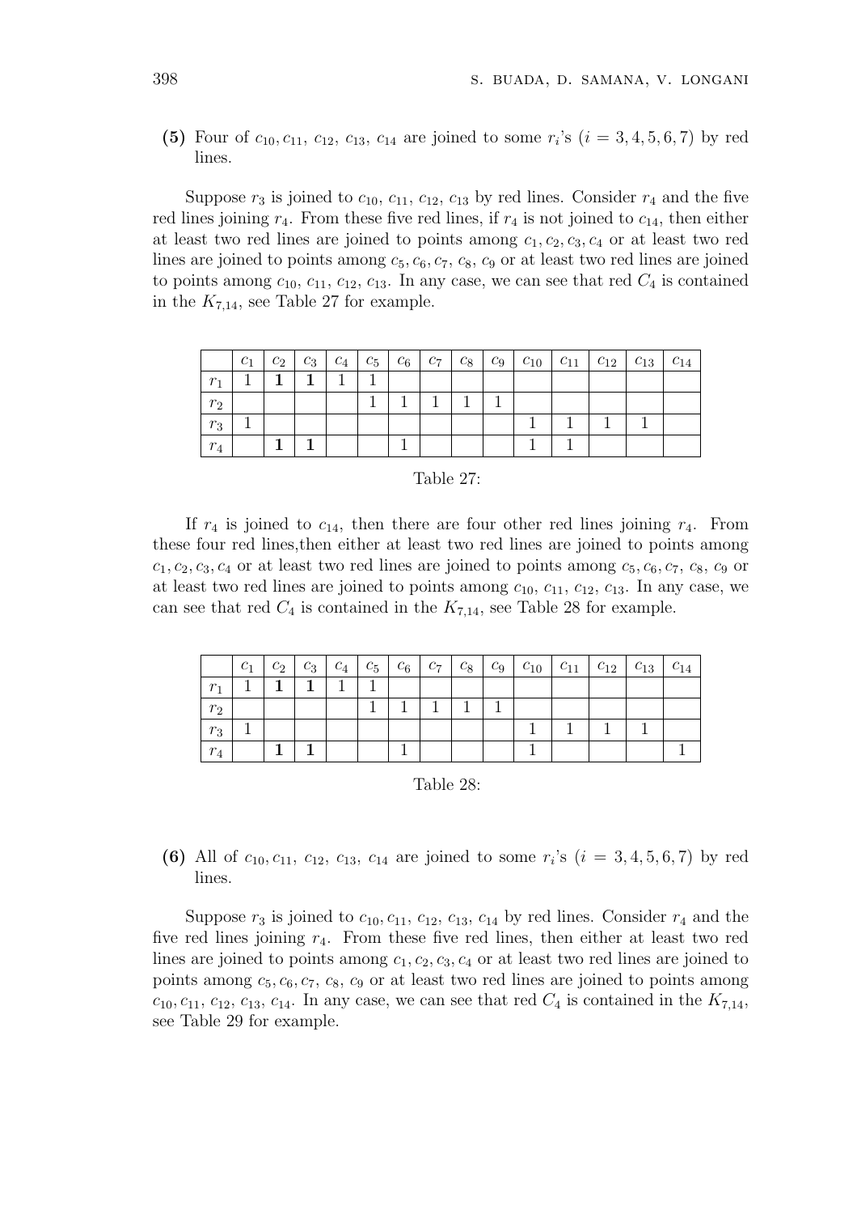**(5)** Four of $c_{10}, c_{11}, c_{12}, c_{13}, c_{14}$ are joined to some $r_i$'s $(i = 3, 4, 5, 6, 7)$ by red lines.

Suppose $r_3$ is joined to $c_{10}, c_{11}, c_{12}, c_{13}$ by red lines. Consider $r_4$ and the five red lines joining $r_4$. From these five red lines, if $r_4$ is not joined to $c_{14}$, then either at least two red lines are joined to points among $c_1, c_2, c_3, c_4$ or at least two red lines are joined to points among $c_5, c_6, c_7, c_8, c_9$ or at least two red lines are joined to points among $c_{10}, c_{11}, c_{12}, c_{13}$. In any case, we can see that red $C_4$ is contained in the $K_{7,14}$, see Table 27 for example.

| | $c_1$ | $c_2$ | $c_3$ | $c_4$ | $c_5$ | $c_6$ | $c_7$ | $c_8$ | $c_9$ | $c_{10}$ | $c_{11}$ | $c_{12}$ | $c_{13}$ | $c_{14}$ |
|---|---|---|---|---|---|---|---|---|---|---|---|---|---|---|
| $r_1$ | 1 | **1** | **1** | 1 | 1 | | | | | | | | | |
| $r_2$ | | | | | 1 | 1 | 1 | 1 | 1 | | | | | |
| $r_3$ | 1 | | | | | | | | | 1 | 1 | 1 | 1 | |
| $r_4$ | | **1** | **1** | | | 1 | | | | 1 | 1 | | | |

Table 27:

If $r_4$ is joined to $c_{14}$, then there are four other red lines joining $r_4$. From these four red lines,then either at least two red lines are joined to points among $c_1, c_2, c_3, c_4$ or at least two red lines are joined to points among $c_5, c_6, c_7, c_8, c_9$ or at least two red lines are joined to points among $c_{10}, c_{11}, c_{12}, c_{13}$. In any case, we can see that red $C_4$ is contained in the $K_{7,14}$, see Table 28 for example.

| | $c_1$ | $c_2$ | $c_3$ | $c_4$ | $c_5$ | $c_6$ | $c_7$ | $c_8$ | $c_9$ | $c_{10}$ | $c_{11}$ | $c_{12}$ | $c_{13}$ | $c_{14}$ |
|---|---|---|---|---|---|---|---|---|---|---|---|---|---|---|
| $r_1$ | 1 | **1** | **1** | 1 | 1 | | | | | | | | | |
| $r_2$ | | | | | 1 | 1 | 1 | 1 | 1 | | | | | |
| $r_3$ | 1 | | | | | | | | | 1 | 1 | 1 | 1 | |
| $r_4$ | | **1** | **1** | | | 1 | | | | 1 | | | | 1 |

Table 28:

**(6)** All of $c_{10}, c_{11}, c_{12}, c_{13}, c_{14}$ are joined to some $r_i$'s $(i = 3, 4, 5, 6, 7)$ by red lines.

Suppose $r_3$ is joined to $c_{10}, c_{11}, c_{12}, c_{13}, c_{14}$ by red lines. Consider $r_4$ and the five red lines joining $r_4$. From these five red lines, then either at least two red lines are joined to points among $c_1, c_2, c_3, c_4$ or at least two red lines are joined to points among $c_5, c_6, c_7, c_8, c_9$ or at least two red lines are joined to points among $c_{10}, c_{11}, c_{12}, c_{13}, c_{14}$. In any case, we can see that red $C_4$ is contained in the $K_{7,14}$, see Table 29 for example.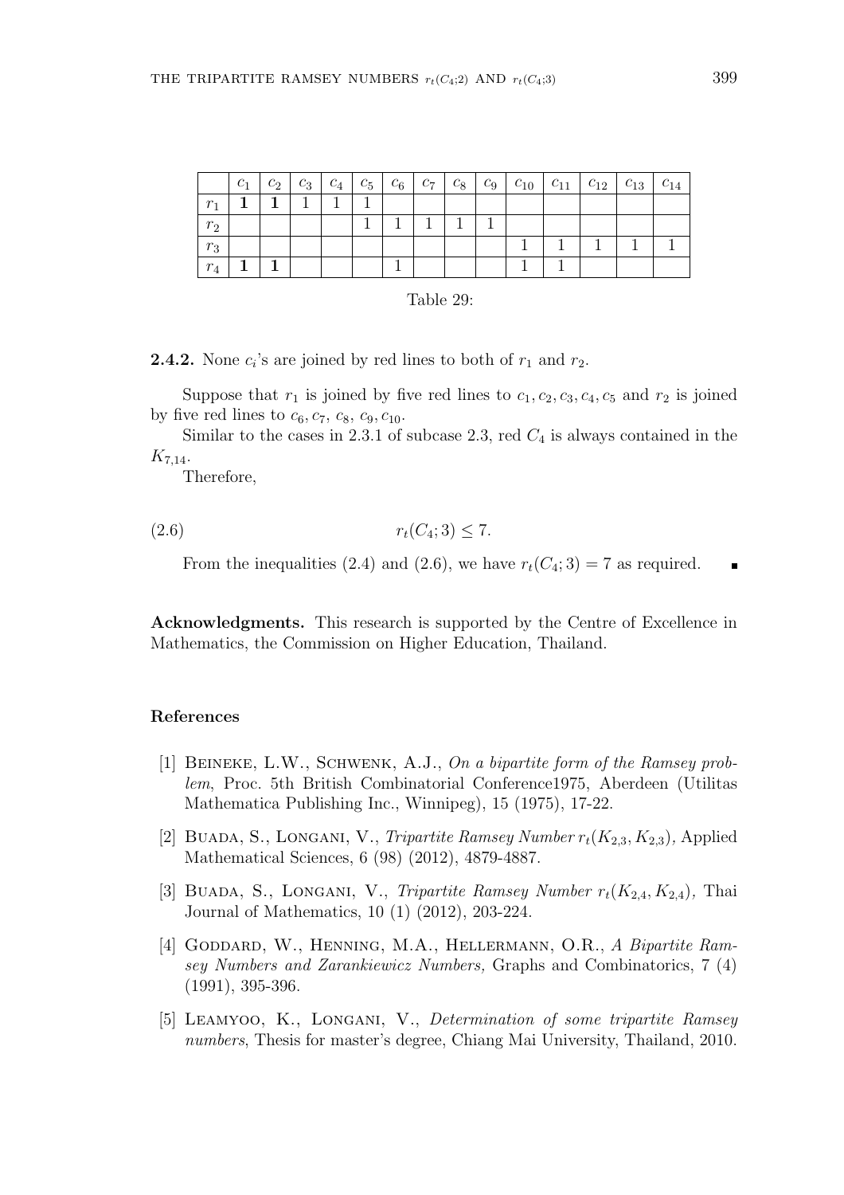|  | $c_1$ | $c_2$ | $c_3$ | $c_4$ | $c_5$ | $c_6$ | $c_7$ | $c_8$ | $c_9$ | $c_{10}$ | $c_{11}$ | $c_{12}$ | $c_{13}$ | $c_{14}$ |
|---|---|---|---|---|---|---|---|---|---|---|---|---|---|---|
| $r_1$ | **1** | **1** | 1 | 1 | 1 |  |  |  |  |  |  |  |  |  |
| $r_2$ |  |  |  |  | 1 | 1 | 1 | 1 | 1 |  |  |  |  |  |
| $r_3$ |  |  |  |  |  |  |  |  |  | 1 | 1 | 1 | 1 | 1 |
| $r_4$ | **1** | **1** |  |  |  | 1 |  |  |  | 1 | 1 |  |  |  |

Table 29:

**2.4.2.** None $c_i$'s are joined by red lines to both of $r_1$ and $r_2$.

Suppose that $r_1$ is joined by five red lines to $c_1, c_2, c_3, c_4, c_5$ and $r_2$ is joined by five red lines to $c_6, c_7, c_8, c_9, c_{10}$.

Similar to the cases in 2.3.1 of subcase 2.3, red $C_4$ is always contained in the $K_{7,14}$.

Therefore,

$$r_t(C_4; 3) \leq 7. \tag{2.6}$$

From the inequalities (2.4) and (2.6), we have $r_t(C_4; 3) = 7$ as required. ∎

**Acknowledgments.** This research is supported by the Centre of Excellence in Mathematics, the Commission on Higher Education, Thailand.

### References

[1] Beineke, L.W., Schwenk, A.J., *On a bipartite form of the Ramsey problem*, Proc. 5th British Combinatorial Conference1975, Aberdeen (Utilitas Mathematica Publishing Inc., Winnipeg), 15 (1975), 17-22.

[2] Buada, S., Longani, V., *Tripartite Ramsey Number $r_t(K_{2,3}, K_{2,3})$*, Applied Mathematical Sciences, 6 (98) (2012), 4879-4887.

[3] Buada, S., Longani, V., *Tripartite Ramsey Number $r_t(K_{2,4}, K_{2,4})$*, Thai Journal of Mathematics, 10 (1) (2012), 203-224.

[4] Goddard, W., Henning, M.A., Hellermann, O.R., *A Bipartite Ramsey Numbers and Zarankiewicz Numbers,* Graphs and Combinatorics, 7 (4) (1991), 395-396.

[5] Leamyoo, K., Longani, V., *Determination of some tripartite Ramsey numbers*, Thesis for master's degree, Chiang Mai University, Thailand, 2010.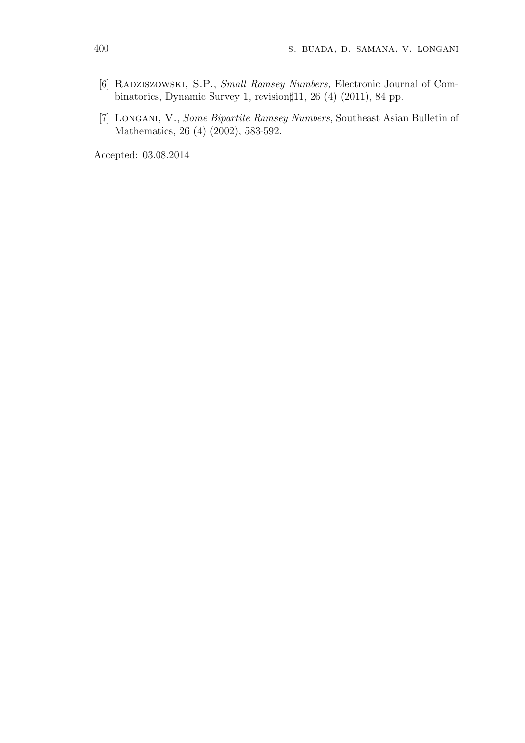[6] Radziszowski, S.P., *Small Ramsey Numbers,* Electronic Journal of Combinatorics, Dynamic Survey 1, revision♯11, 26 (4) (2011), 84 pp.

[7] Longani, V., *Some Bipartite Ramsey Numbers*, Southeast Asian Bulletin of Mathematics, 26 (4) (2002), 583-592.

Accepted: 03.08.2014